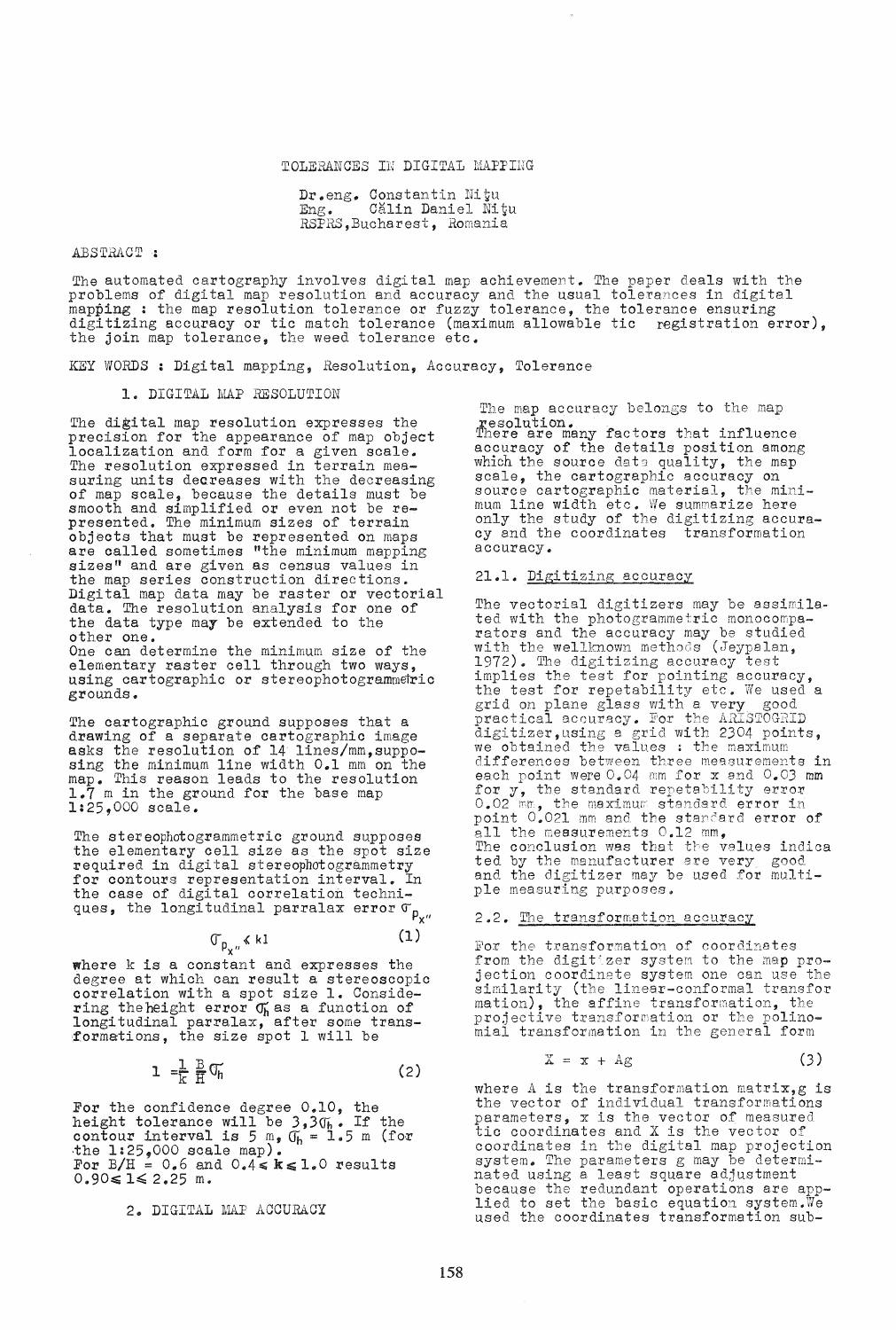# TOLERANCES IN DIGITAL MAPPING

Dr.eng. Constantin Nițu
Eng. Călin Daniel Nițu
RSPRS, Bucharest, Romania

ABSTRACT :

The automated cartography involves digital map achievement. The paper deals with the problems of digital map resolution and accuracy and the usual tolerances in digital mapping : the map resolution tolerance or fuzzy tolerance, the tolerance ensuring digitizing accuracy or tic match tolerance (maximum allowable tic registration error), the join map tolerance, the weed tolerance etc.

KEY WORDS : Digital mapping, Resolution, Accuracy, Tolerance

## 1. DIGITAL MAP RESOLUTION

The digital map resolution expresses the precision for the appearance of map object localization and form for a given scale. The resolution expressed in terrain measuring units decreases with the decreasing of map scale, because the details must be smooth and simplified or even not be represented. The minimum sizes of terrain objects that must be represented on maps are called sometimes "the minimum mapping sizes" and are given as census values in the map series construction directions. Digital map data may be raster or vectorial data. The resolution analysis for one of the data type may be extended to the other one.

One can determine the minimum size of the elementary raster cell through two ways, using cartographic or stereophotogrammetric grounds.

The cartographic ground supposes that a drawing of a separate cartographic image asks the resolution of 14 lines/mm, supposing the minimum line width 0.1 mm on the map. This reason leads to the resolution 1.7 m in the ground for the base map 1:25,000 scale.

The stereophotogrammetric ground supposes the elementary cell size as the spot size required in digital stereophotogrammetry for contours representation interval. In the case of digital correlation techniques, the longitudinal parralax error $\sigma_{p_{x''}}$

$$\sigma_{p_{x''}} \leq kl \tag{1}$$

where k is a constant and expresses the degree at which can result a stereoscopic correlation with a spot size l. Considering the height error $\sigma_h$ as a function of longitudinal parralax, after some transformations, the size spot l will be

$$l = \frac{1}{k} \frac{B}{H} \sigma_h \tag{2}$$

For the confidence degree 0.10, the height tolerance will be $3.3\sigma_h$. If the contour interval is 5 m, $\sigma_h = 1.5$ m (for the 1:25,000 scale map).
For $B/H = 0.6$ and $0.4 \leq k \leq 1.0$ results $0.90 \leq l \leq 2.25$ m.

## 2. DIGITAL MAP ACCURACY

The map accuracy belongs to the map resolution.
There are many factors that influence accuracy of the details position among which the source data quality, the map scale, the cartographic accuracy on source cartographic material, the minimum line width etc. We summarize here only the study of the digitizing accuracy and the coordinates transformation accuracy.

### 21.1. Digitizing accuracy

The vectorial digitizers may be assimilated with the photogrammetric monocomparators and the accuracy may be studied with the wellknown methods (Jeypalan, 1972). The digitizing accuracy test implies the test for pointing accuracy, the test for repetability etc. We used a grid on plane glass with a very good practical accuracy. For the ARISTOGRID digitizer, using a grid with 2304 points, we obtained the values : the maximum differences between three measurements in each point were 0.04 mm for x and 0.03 mm for y, the standard repetability error 0.02 mm, the maximum standard error in point 0.021 mm and the standard error of all the measurements 0.12 mm.
The conclusion was that the values indicated by the manufacturer are very good and the digitizer may be used for multiple measuring purposes.

### 2.2. The transformation accuracy

For the transformation of coordinates from the digitizer system to the map projection coordinate system one can use the similarity (the linear-conformal transformation), the affine transformation, the projective transformation or the polinomial transformation in the general form

$$X = x + Ag \tag{3}$$

where A is the transformation matrix, g is the vector of individual transformations parameters, x is the vector of measured tic coordinates and X is the vector of coordinates in the digital map projection system. The parameters g may be determinated using a least square adjustment because the redundant operations are applied to set the basic equation system. We used the coordinates transformation sub-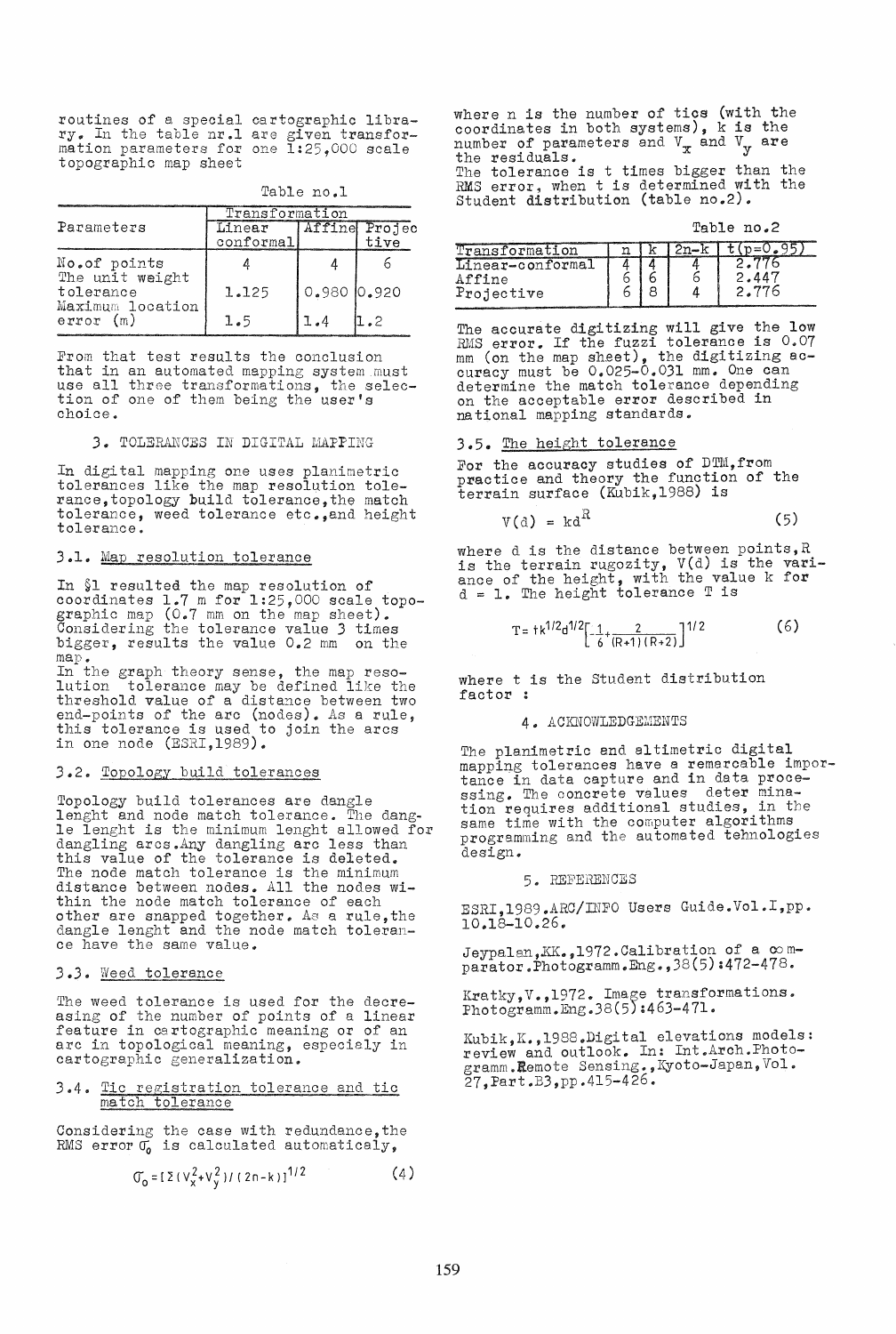routines of a special cartographic library. In the table nr.1 are given transformation parameters for one 1:25,000 scale topographic map sheet

Table no.1

| Parameters | Transformation | | |
|---|---|---|---|
| | Linear conformal | Affine | Projective |
| No.of points | 4 | 4 | 6 |
| The unit weight tolerance | 1.125 | 0.980 | 0.920 |
| Maximum location error (m) | 1.5 | 1.4 | 1.2 |

From that test results the conclusion that in an automated mapping system must use all three transformations, the selection of one of them being the user's choice.

## 3. TOLERANCES IN DIGITAL MAPPING

In digital mapping one uses planimetric tolerances like the map resolution tolerance, topology build tolerance, the match tolerance, weed tolerance etc., and height tolerance.

### 3.1. Map resolution tolerance

In §1 resulted the map resolution of coordinates 1.7 m for 1:25,000 scale topographic map (0.7 mm on the map sheet). Considering the tolerance value 3 times bigger, results the value 0.2 mm on the map.

In the graph theory sense, the map resolution tolerance may be defined like the threshold value of a distance between two end-points of the arc (nodes). As a rule, this tolerance is used to join the arcs in one node (ESRI,1989).

### 3.2. Topology build tolerances

Topology build tolerances are dangle lenght and node match tolerance. The dangle lenght is the minimum lenght allowed for dangling arcs. Any dangling arc less than this value of the tolerance is deleted. The node match tolerance is the minimum distance between nodes. All the nodes within the node match tolerance of each other are snapped together. As a rule, the dangle lenght and the node match tolerance have the same value.

### 3.3. Weed tolerance

The weed tolerance is used for the decreasing of the number of points of a linear feature in cartographic meaning or of an arc in topological meaning, especialy in cartographic generalization.

### 3.4. Tic registration tolerance and tic match tolerance

Considering the case with redundance, the RMS error $\sigma_0$ is calculated automaticaly,

$$\sigma_0 = [\Sigma(V_x^2+V_y^2)/(2n-k)]^{1/2} \qquad (4)$$

where n is the number of tics (with the coordinates in both systems), k is the number of parameters and $V_x$ and $V_y$ are the residuals.

The tolerance is t times bigger than the RMS error, when t is determined with the Student distribution (table no.2).

Table no.2

| Transformation | n | k | 2n-k | t(p=0.95) |
|---|---|---|---|---|
| Linear-conformal | 4 | 4 | 4 | 2.776 |
| Affine | 6 | 6 | 6 | 2.447 |
| Projective | 6 | 8 | 4 | 2.776 |

The accurate digitizing will give the low RMS error. If the fuzzi tolerance is 0.07 mm (on the map sheet), the digitizing accuracy must be 0.025-0.031 mm. One can determine the match tolerance depending on the acceptable error described in national mapping standards.

### 3.5. The height tolerance

For the accuracy studies of DTM, from practice and theory the function of the terrain surface (Kubik,1988) is

$$V(d) = kd^R \qquad (5)$$

where d is the distance between points, R is the terrain rugozity, V(d) is the variance of the height, with the value k for d = 1. The height tolerance T is

$$T = tk^{1/2}d^{1/2}\left[\frac{1}{6}+\frac{2}{(R+1)(R+2)}\right]^{1/2} \qquad (6)$$

where t is the Student distribution factor :

## 4. ACKNOWLEDGEMENTS

The planimetric and altimetric digital mapping tolerances have a remercable importance in data capture and in data processing. The concrete values determination requires additional studies, in the same time with the computer algorithms programming and the automated tehnologies design.

## 5. REFERENCES

ESRI,1989.ARC/INFO Users Guide.Vol.I,pp. 10.18-10.26.

Jeypalan,KK.,1972.Calibration of a comparator.Photogramm.Eng.,38(5):472-478.

Kratky,V.,1972. Image transformations. Photogramm.Eng.38(5):463-471.

Kubik,K.,1988.Digital elevations models: review and outlook. In: Int.Arch.Photogramm.Remote Sensing.,Kyoto-Japan,Vol. 27,Part.B3,pp.415-426.